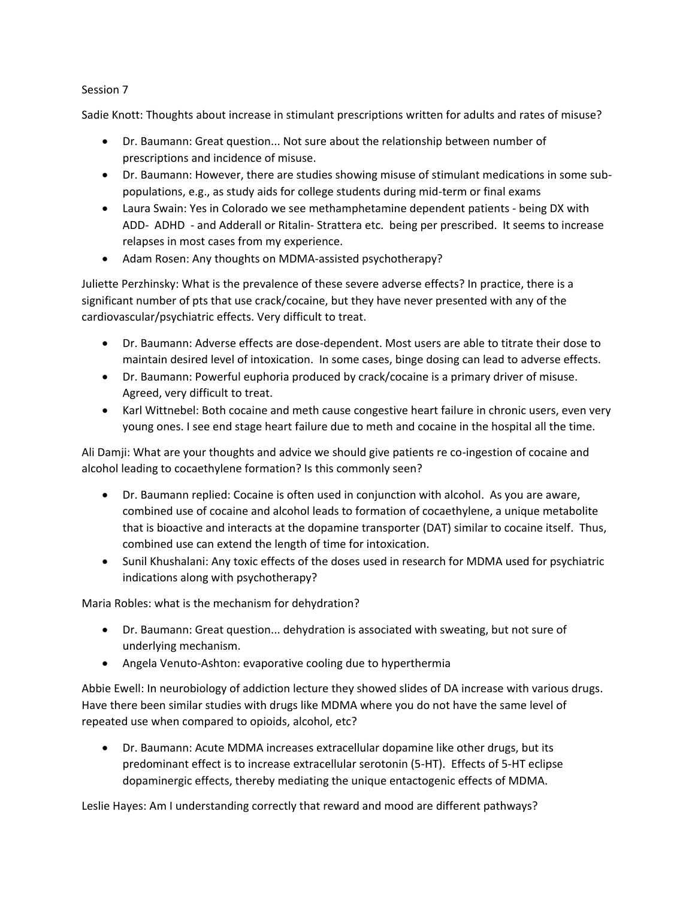Session 7

Sadie Knott: Thoughts about increase in stimulant prescriptions written for adults and rates of misuse?

- Dr. Baumann: Great question... Not sure about the relationship between number of prescriptions and incidence of misuse.
- Dr. Baumann: However, there are studies showing misuse of stimulant medications in some sub-populations, e.g., as study aids for college students during mid-term or final exams
- Laura Swain: Yes in Colorado we see methamphetamine dependent patients - being DX with ADD- ADHD - and Adderall or Ritalin- Strattera etc. being per prescribed. It seems to increase relapses in most cases from my experience.
- Adam Rosen: Any thoughts on MDMA-assisted psychotherapy?

Juliette Perzhinsky: What is the prevalence of these severe adverse effects? In practice, there is a significant number of pts that use crack/cocaine, but they have never presented with any of the cardiovascular/psychiatric effects. Very difficult to treat.

- Dr. Baumann: Adverse effects are dose-dependent. Most users are able to titrate their dose to maintain desired level of intoxication. In some cases, binge dosing can lead to adverse effects.
- Dr. Baumann: Powerful euphoria produced by crack/cocaine is a primary driver of misuse. Agreed, very difficult to treat.
- Karl Wittnebel: Both cocaine and meth cause congestive heart failure in chronic users, even very young ones. I see end stage heart failure due to meth and cocaine in the hospital all the time.

Ali Damji: What are your thoughts and advice we should give patients re co-ingestion of cocaine and alcohol leading to cocaethylene formation? Is this commonly seen?

- Dr. Baumann replied: Cocaine is often used in conjunction with alcohol. As you are aware, combined use of cocaine and alcohol leads to formation of cocaethylene, a unique metabolite that is bioactive and interacts at the dopamine transporter (DAT) similar to cocaine itself. Thus, combined use can extend the length of time for intoxication.
- Sunil Khushalani: Any toxic effects of the doses used in research for MDMA used for psychiatric indications along with psychotherapy?

Maria Robles: what is the mechanism for dehydration?

- Dr. Baumann: Great question... dehydration is associated with sweating, but not sure of underlying mechanism.
- Angela Venuto-Ashton: evaporative cooling due to hyperthermia

Abbie Ewell: In neurobiology of addiction lecture they showed slides of DA increase with various drugs. Have there been similar studies with drugs like MDMA where you do not have the same level of repeated use when compared to opioids, alcohol, etc?

- Dr. Baumann: Acute MDMA increases extracellular dopamine like other drugs, but its predominant effect is to increase extracellular serotonin (5-HT). Effects of 5-HT eclipse dopaminergic effects, thereby mediating the unique entactogenic effects of MDMA.

Leslie Hayes: Am I understanding correctly that reward and mood are different pathways?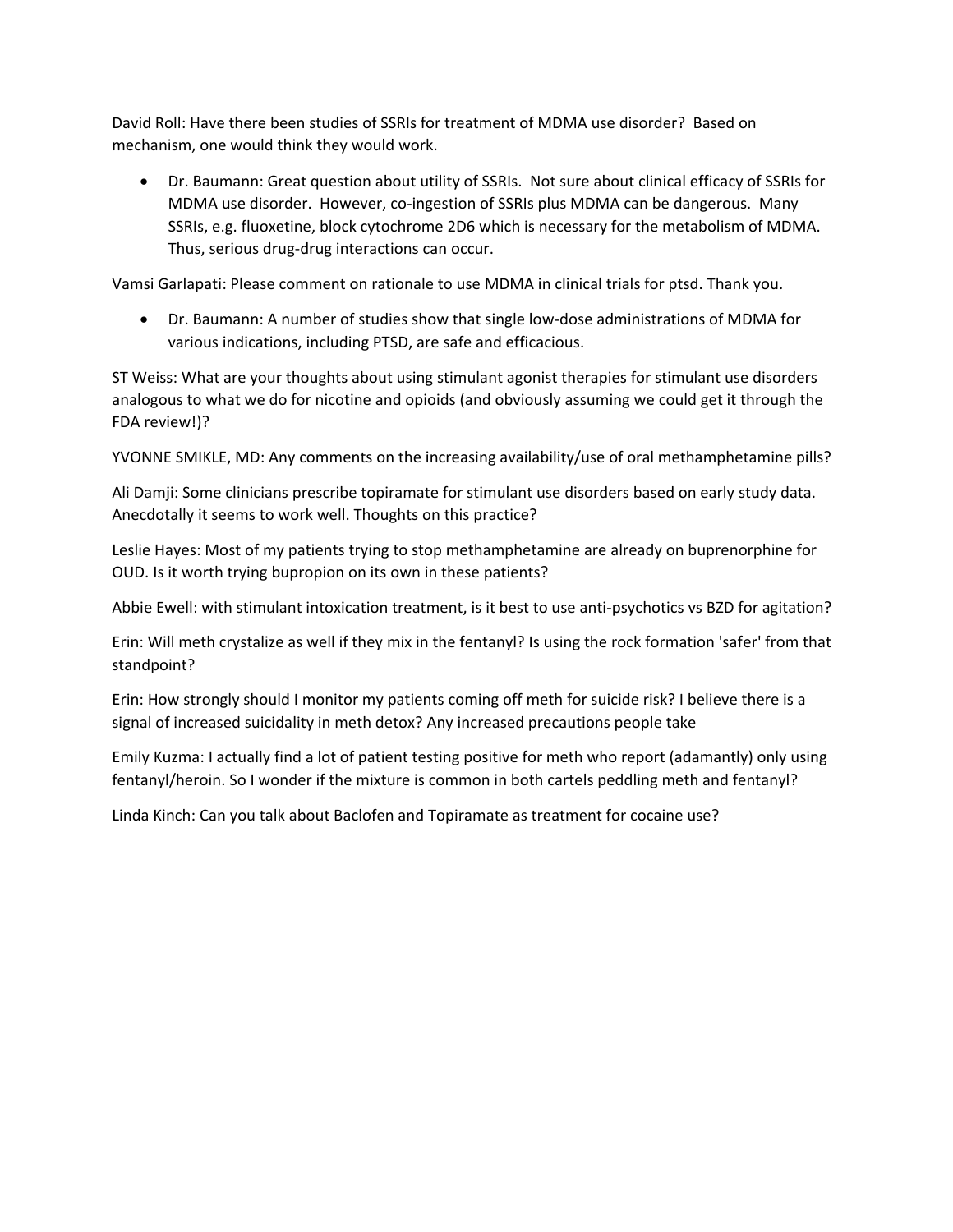David Roll: Have there been studies of SSRIs for treatment of MDMA use disorder? Based on mechanism, one would think they would work.

- Dr. Baumann: Great question about utility of SSRIs. Not sure about clinical efficacy of SSRIs for MDMA use disorder. However, co-ingestion of SSRIs plus MDMA can be dangerous. Many SSRIs, e.g. fluoxetine, block cytochrome 2D6 which is necessary for the metabolism of MDMA. Thus, serious drug-drug interactions can occur.

Vamsi Garlapati: Please comment on rationale to use MDMA in clinical trials for ptsd. Thank you.

- Dr. Baumann: A number of studies show that single low-dose administrations of MDMA for various indications, including PTSD, are safe and efficacious.

ST Weiss: What are your thoughts about using stimulant agonist therapies for stimulant use disorders analogous to what we do for nicotine and opioids (and obviously assuming we could get it through the FDA review!)?

YVONNE SMIKLE, MD: Any comments on the increasing availability/use of oral methamphetamine pills?

Ali Damji: Some clinicians prescribe topiramate for stimulant use disorders based on early study data. Anecdotally it seems to work well. Thoughts on this practice?

Leslie Hayes: Most of my patients trying to stop methamphetamine are already on buprenorphine for OUD. Is it worth trying bupropion on its own in these patients?

Abbie Ewell: with stimulant intoxication treatment, is it best to use anti-psychotics vs BZD for agitation?

Erin: Will meth crystalize as well if they mix in the fentanyl? Is using the rock formation 'safer' from that standpoint?

Erin: How strongly should I monitor my patients coming off meth for suicide risk? I believe there is a signal of increased suicidality in meth detox? Any increased precautions people take

Emily Kuzma: I actually find a lot of patient testing positive for meth who report (adamantly) only using fentanyl/heroin. So I wonder if the mixture is common in both cartels peddling meth and fentanyl?

Linda Kinch: Can you talk about Baclofen and Topiramate as treatment for cocaine use?